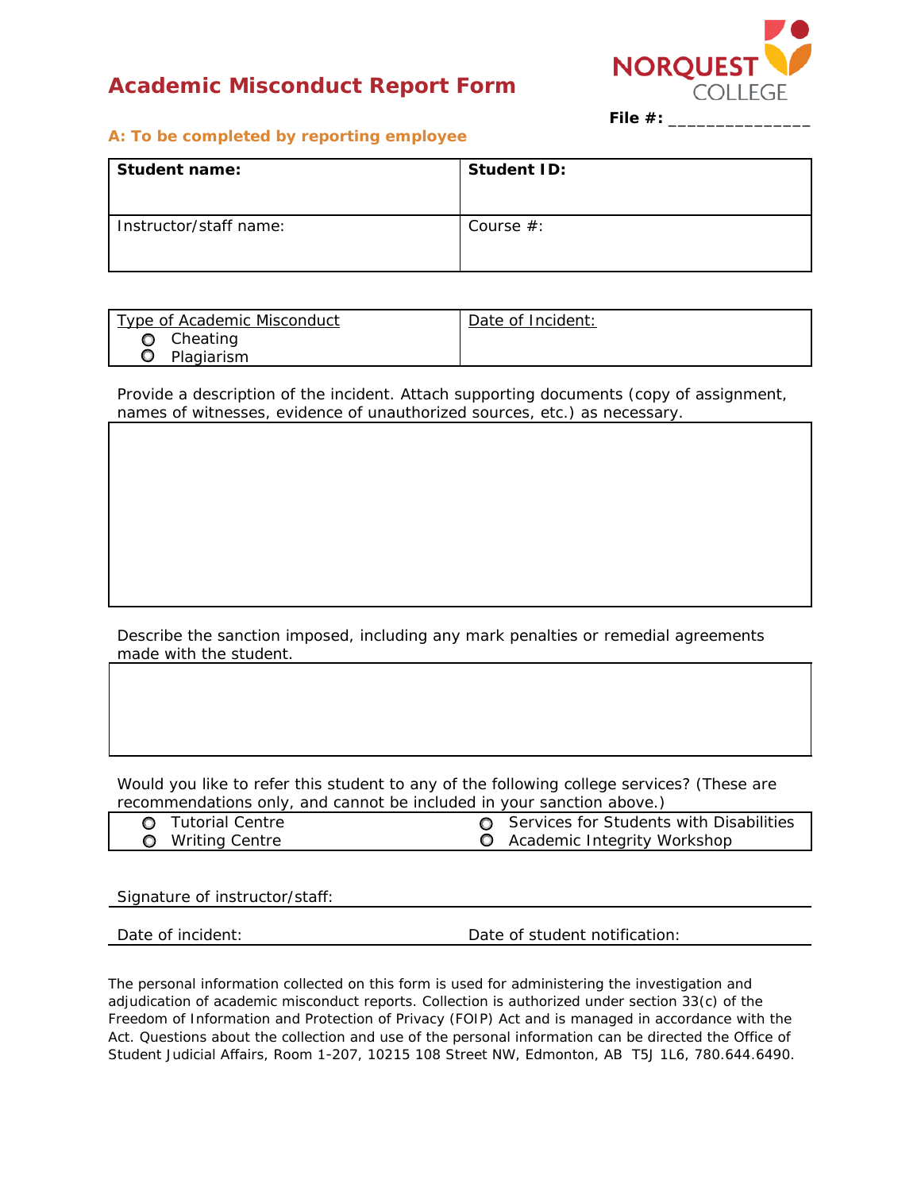# Academic Misconduct Report Form

NORQUEST COLLEGE

**File #:** _______________

### A: To be completed by reporting employee

| **Student name:** | **Student ID:** |
|---|---|
| Instructor/staff name: | Course #: |

| Type of Academic Misconduct | Date of Incident: |
|---|---|
| ○ Cheating<br>○ Plagiarism | |

Provide a description of the incident. Attach supporting documents (copy of assignment, names of witnesses, evidence of unauthorized sources, etc.) as necessary.

Describe the sanction imposed, including any mark penalties or remedial agreements made with the student.

Would you like to refer this student to any of the following college services? (These are recommendations only, and cannot be included in your sanction above.)

| | |
|---|---|
| ○ Tutorial Centre | ○ Services for Students with Disabilities |
| ○ Writing Centre | ○ Academic Integrity Workshop |

Signature of instructor/staff:

Date of incident: Date of student notification:

The personal information collected on this form is used for administering the investigation and adjudication of academic misconduct reports. Collection is authorized under section 33(c) of the Freedom of Information and Protection of Privacy (FOIP) Act and is managed in accordance with the Act. Questions about the collection and use of the personal information can be directed the Office of Student Judicial Affairs, Room 1-207, 10215 108 Street NW, Edmonton, AB T5J 1L6, 780.644.6490.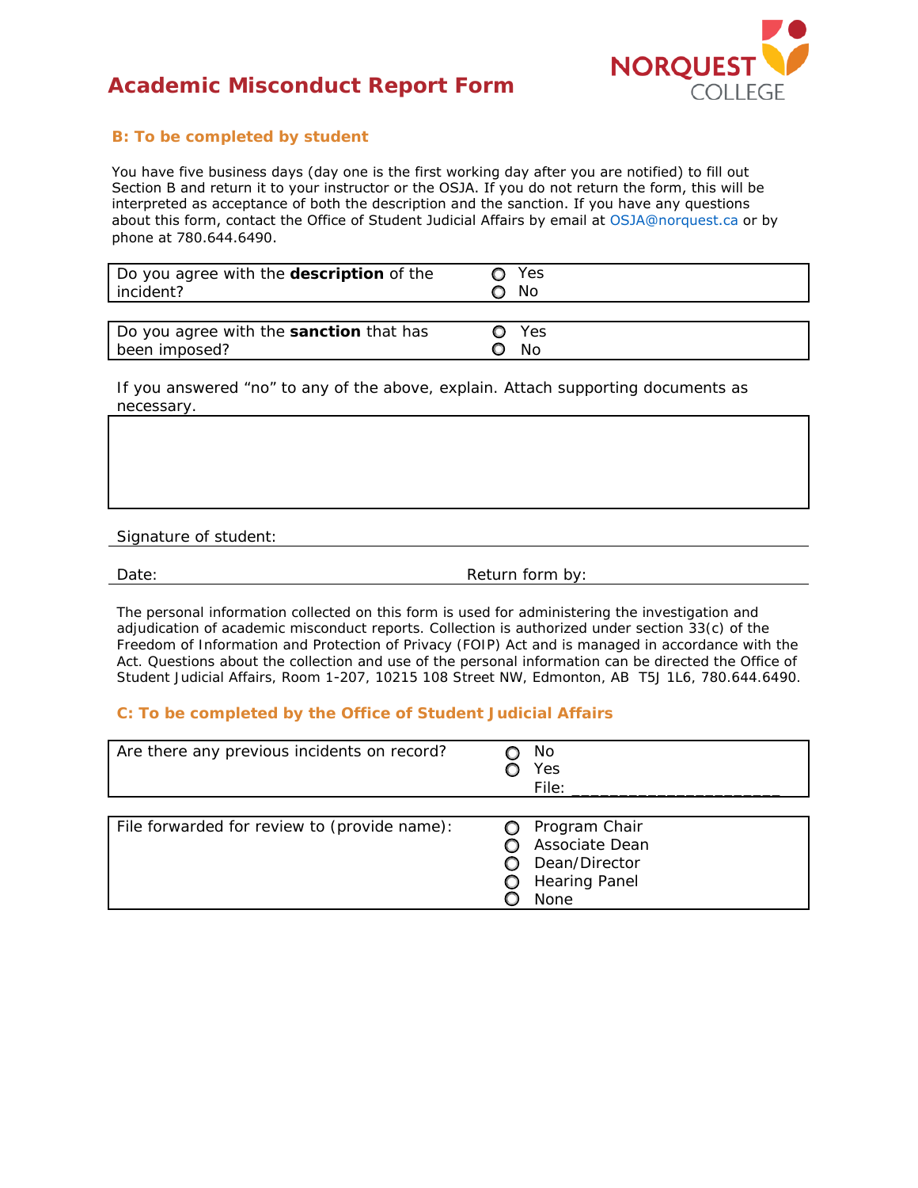# Academic Misconduct Report Form

NORQUEST COLLEGE

## B: To be completed by student

You have five business days (day one is the first working day after you are notified) to fill out Section B and return it to your instructor or the OSJA. If you do not return the form, this will be interpreted as acceptance of both the description and the sanction. If you have any questions about this form, contact the Office of Student Judicial Affairs by email at OSJA@norquest.ca or by phone at 780.644.6490.

| | |
|---|---|
| Do you agree with the **description** of the incident? | ○ Yes<br>○ No |

| | |
|---|---|
| Do you agree with the **sanction** that has been imposed? | ○ Yes<br>○ No |

If you answered "no" to any of the above, explain. Attach supporting documents as necessary.

| |
|---|
| |

Signature of student: ______________________________

Date: ______________________ Return form by: ______________________

The personal information collected on this form is used for administering the investigation and adjudication of academic misconduct reports. Collection is authorized under section 33(c) of the Freedom of Information and Protection of Privacy (FOIP) Act and is managed in accordance with the Act. Questions about the collection and use of the personal information can be directed the Office of Student Judicial Affairs, Room 1-207, 10215 108 Street NW, Edmonton, AB T5J 1L6, 780.644.6490.

## C: To be completed by the Office of Student Judicial Affairs

| | |
|---|---|
| Are there any previous incidents on record? | ○ No<br>○ Yes<br>File: ______________________ |

| | |
|---|---|
| File forwarded for review to (provide name): | ○ Program Chair<br>○ Associate Dean<br>○ Dean/Director<br>○ Hearing Panel<br>○ None |